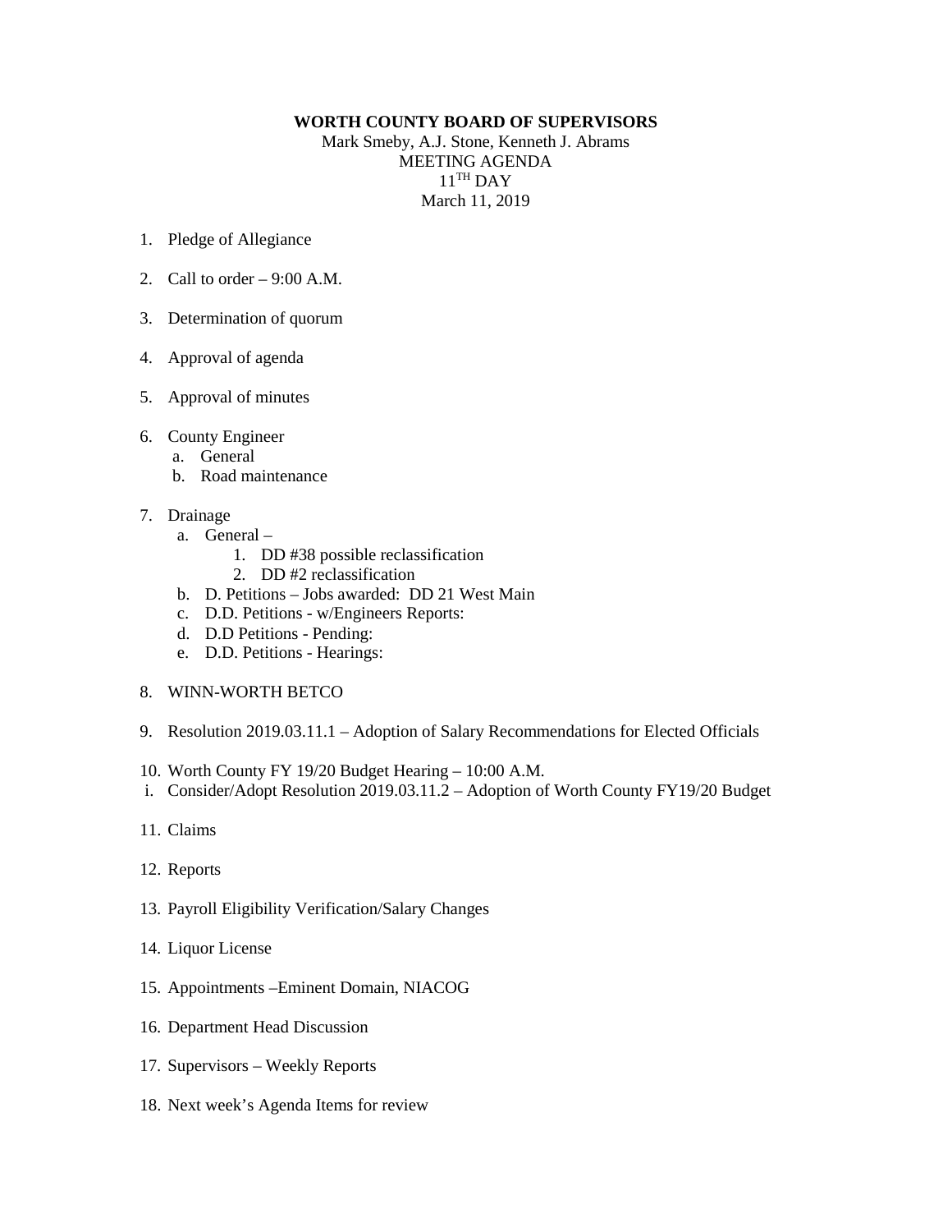**WORTH COUNTY BOARD OF SUPERVISORS**

Mark Smeby, A.J. Stone, Kenneth J. Abrams
MEETING AGENDA
11TH DAY
March 11, 2019

1. Pledge of Allegiance

2. Call to order – 9:00 A.M.

3. Determination of quorum

4. Approval of agenda

5. Approval of minutes

6. County Engineer
   a. General
   b. Road maintenance

7. Drainage
   a. General –
      1. DD #38 possible reclassification
      2. DD #2 reclassification
   b. D. Petitions – Jobs awarded: DD 21 West Main
   c. D.D. Petitions - w/Engineers Reports:
   d. D.D Petitions - Pending:
   e. D.D. Petitions - Hearings:

8. WINN-WORTH BETCO

9. Resolution 2019.03.11.1 – Adoption of Salary Recommendations for Elected Officials

10. Worth County FY 19/20 Budget Hearing – 10:00 A.M.
    i. Consider/Adopt Resolution 2019.03.11.2 – Adoption of Worth County FY19/20 Budget

11. Claims

12. Reports

13. Payroll Eligibility Verification/Salary Changes

14. Liquor License

15. Appointments –Eminent Domain, NIACOG

16. Department Head Discussion

17. Supervisors – Weekly Reports

18. Next week's Agenda Items for review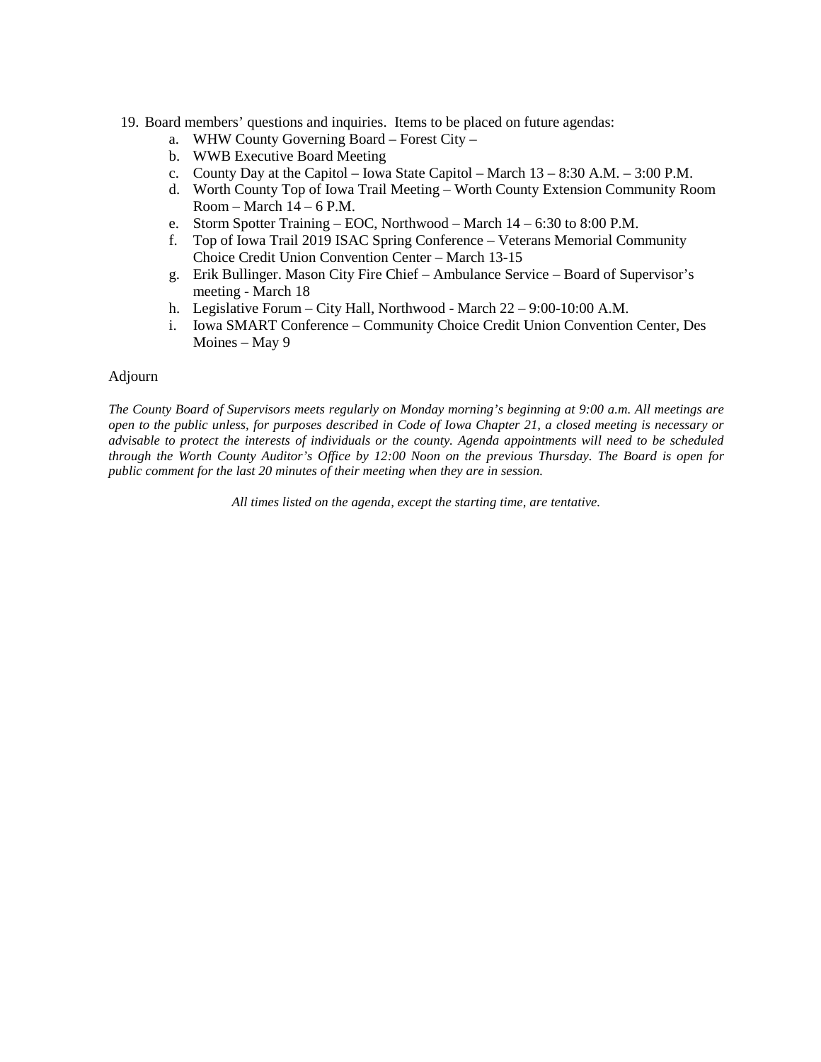19. Board members' questions and inquiries. Items to be placed on future agendas:
    a. WHW County Governing Board – Forest City –
    b. WWB Executive Board Meeting
    c. County Day at the Capitol – Iowa State Capitol – March 13 – 8:30 A.M. – 3:00 P.M.
    d. Worth County Top of Iowa Trail Meeting – Worth County Extension Community Room Room – March 14 – 6 P.M.
    e. Storm Spotter Training – EOC, Northwood – March 14 – 6:30 to 8:00 P.M.
    f. Top of Iowa Trail 2019 ISAC Spring Conference – Veterans Memorial Community Choice Credit Union Convention Center – March 13-15
    g. Erik Bullinger. Mason City Fire Chief – Ambulance Service – Board of Supervisor's meeting - March 18
    h. Legislative Forum – City Hall, Northwood - March 22 – 9:00-10:00 A.M.
    i. Iowa SMART Conference – Community Choice Credit Union Convention Center, Des Moines – May 9

Adjourn

*The County Board of Supervisors meets regularly on Monday morning's beginning at 9:00 a.m. All meetings are open to the public unless, for purposes described in Code of Iowa Chapter 21, a closed meeting is necessary or advisable to protect the interests of individuals or the county. Agenda appointments will need to be scheduled through the Worth County Auditor's Office by 12:00 Noon on the previous Thursday. The Board is open for public comment for the last 20 minutes of their meeting when they are in session.*

*All times listed on the agenda, except the starting time, are tentative.*